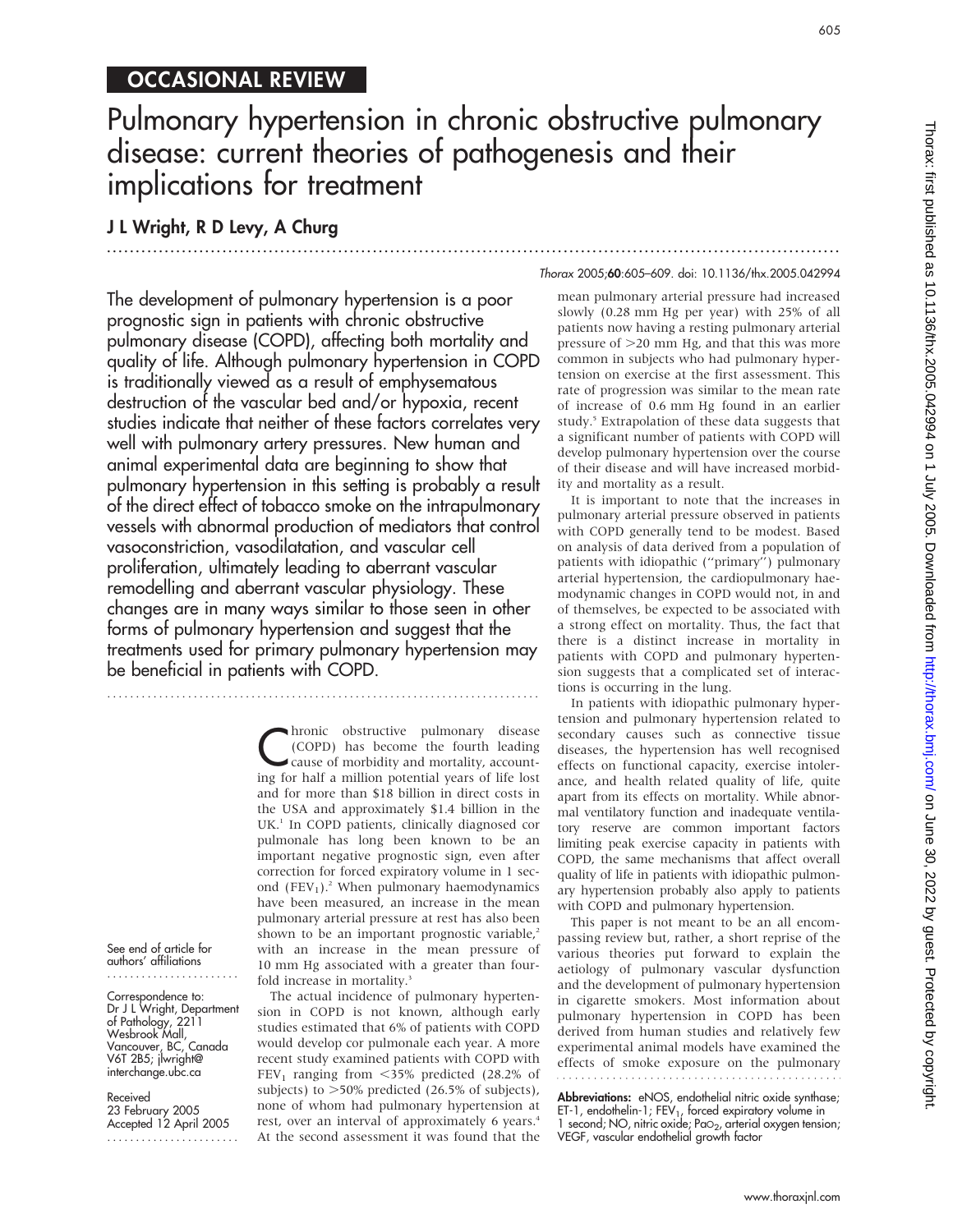## OCCASIONAL REVIEW

# Pulmonary hypertension in chronic obstructive pulmonary disease: current theories of pathogenesis and their implications for treatment

**J L Wright, R D Levy, A Churg**

The development of pulmonary hypertension is a poor prognostic sign in patients with chronic obstructive pulmonary disease (COPD), affecting both mortality and quality of life. Although pulmonary hypertension in COPD is traditionally viewed as a result of emphysematous destruction of the vascular bed and/or hypoxia, recent studies indicate that neither of these factors correlates very well with pulmonary artery pressures. New human and animal experimental data are beginning to show that pulmonary hypertension in this setting is probably a result of the direct effect of tobacco smoke on the intrapulmonary vessels with abnormal production of mediators that control vasoconstriction, vasodilatation, and vascular cell proliferation, ultimately leading to aberrant vascular remodelling and aberrant vascular physiology. These changes are in many ways similar to those seen in other forms of pulmonary hypertension and suggest that the treatments used for primary pulmonary hypertension may be beneficial in patients with COPD.

See end of article for authors' affiliations

Correspondence to: Dr J L Wright, Department of Pathology, 2211 Wesbrook Mall, Vancouver, BC, Canada V6T 2B5; jlwright@interchange.ubc.ca

Received 23 February 2005
Accepted 12 April 2005

Chronic obstructive pulmonary disease (COPD) has become the fourth leading cause of morbidity and mortality, accounting for half a million potential years of life lost and for more than $18 billion in direct costs in the USA and approximately $1.4 billion in the UK.[1] In COPD patients, clinically diagnosed cor pulmonale has long been known to be an important negative prognostic sign, even after correction for forced expiratory volume in 1 second ($FEV_1$).[2] When pulmonary haemodynamics have been measured, an increase in the mean pulmonary arterial pressure at rest has also been shown to be an important prognostic variable,[2] with an increase in the mean pressure of 10 mm Hg associated with a greater than fourfold increase in mortality.[3]

The actual incidence of pulmonary hypertension in COPD is not known, although early studies estimated that 6% of patients with COPD would develop cor pulmonale each year. A more recent study examined patients with COPD with $FEV_1$ ranging from <35% predicted (28.2% of subjects) to >50% predicted (26.5% of subjects), none of whom had pulmonary hypertension at rest, over an interval of approximately 6 years.[4] At the second assessment it was found that the mean pulmonary arterial pressure had increased slowly (0.28 mm Hg per year) with 25% of all patients now having a resting pulmonary arterial pressure of >20 mm Hg, and that this was more common in subjects who had pulmonary hypertension on exercise at the first assessment. This rate of progression was similar to the mean rate of increase of 0.6 mm Hg found in an earlier study.[5] Extrapolation of these data suggests that a significant number of patients with COPD will develop pulmonary hypertension over the course of their disease and will have increased morbidity and mortality as a result.

It is important to note that the increases in pulmonary arterial pressure observed in patients with COPD generally tend to be modest. Based on analysis of data derived from a population of patients with idiopathic ("primary") pulmonary arterial hypertension, the cardiopulmonary haemodynamic changes in COPD would not, in and of themselves, be expected to be associated with a strong effect on mortality. Thus, the fact that there is a distinct increase in mortality in patients with COPD and pulmonary hypertension suggests that a complicated set of interactions is occurring in the lung.

In patients with idiopathic pulmonary hypertension and pulmonary hypertension related to secondary causes such as connective tissue diseases, the hypertension has well recognised effects on functional capacity, exercise intolerance, and health related quality of life, quite apart from its effects on mortality. While abnormal ventilatory function and inadequate ventilatory reserve are common important factors limiting peak exercise capacity in patients with COPD, the same mechanisms that affect overall quality of life in patients with idiopathic pulmonary hypertension probably also apply to patients with COPD and pulmonary hypertension.

This paper is not meant to be an all encompassing review but, rather, a short reprise of the various theories put forward to explain the aetiology of pulmonary vascular dysfunction and the development of pulmonary hypertension in cigarette smokers. Most information about pulmonary hypertension in COPD has been derived from human studies and relatively few experimental animal models have examined the effects of smoke exposure on the pulmonary

**Abbreviations:** eNOS, endothelial nitric oxide synthase; ET-1, endothelin-1; $FEV_1$, forced expiratory volume in 1 second; NO, nitric oxide; $PaO_2$, arterial oxygen tension; VEGF, vascular endothelial growth factor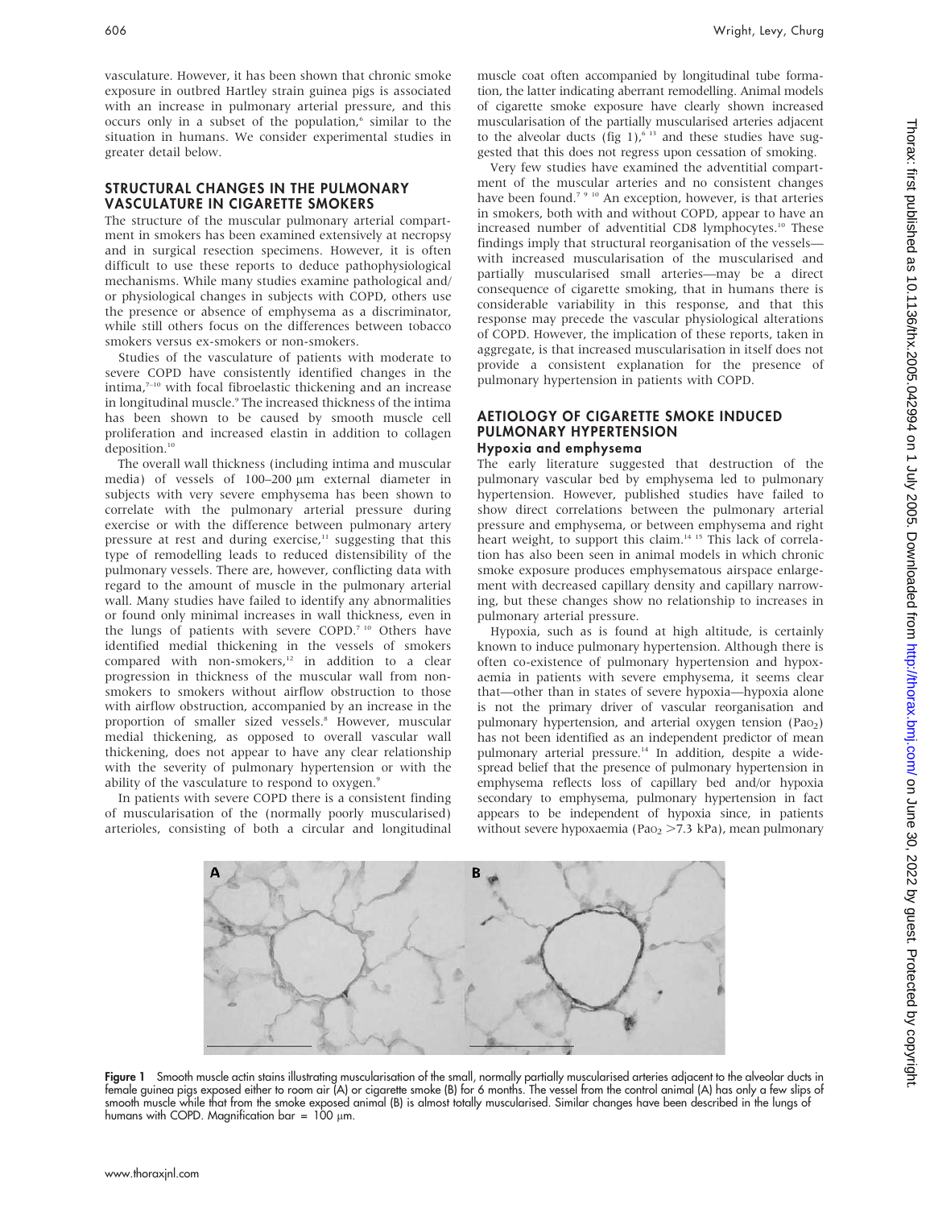vasculature. However, it has been shown that chronic smoke exposure in outbred Hartley strain guinea pigs is associated with an increase in pulmonary arterial pressure, and this occurs only in a subset of the population,[6] similar to the situation in humans. We consider experimental studies in greater detail below.

## STRUCTURAL CHANGES IN THE PULMONARY VASCULATURE IN CIGARETTE SMOKERS

The structure of the muscular pulmonary arterial compartment in smokers has been examined extensively at necropsy and in surgical resection specimens. However, it is often difficult to use these reports to deduce pathophysiological mechanisms. While many studies examine pathological and/or physiological changes in subjects with COPD, others use the presence or absence of emphysema as a discriminator, while still others focus on the differences between tobacco smokers versus ex-smokers or non-smokers.

Studies of the vasculature of patients with moderate to severe COPD have consistently identified changes in the intima,[7–10] with focal fibroelastic thickening and an increase in longitudinal muscle.[9] The increased thickness of the intima has been shown to be caused by smooth muscle cell proliferation and increased elastin in addition to collagen deposition.[10]

The overall wall thickness (including intima and muscular media) of vessels of 100–200 μm external diameter in subjects with very severe emphysema has been shown to correlate with the pulmonary arterial pressure during exercise or with the difference between pulmonary artery pressure at rest and during exercise,[11] suggesting that this type of remodelling leads to reduced distensibility of the pulmonary vessels. There are, however, conflicting data with regard to the amount of muscle in the pulmonary arterial wall. Many studies have failed to identify any abnormalities or found only minimal increases in wall thickness, even in the lungs of patients with severe COPD.[7,10] Others have identified medial thickening in the vessels of smokers compared with non-smokers,[12] in addition to a clear progression in thickness of the muscular wall from non-smokers to smokers without airflow obstruction to those with airflow obstruction, accompanied by an increase in the proportion of smaller sized vessels.[8] However, muscular medial thickening, as opposed to overall vascular wall thickening, does not appear to have any clear relationship with the severity of pulmonary hypertension or with the ability of the vasculature to respond to oxygen.[9]

In patients with severe COPD there is a consistent finding of muscularisation of the (normally poorly muscularised) arterioles, consisting of both a circular and longitudinal muscle coat often accompanied by longitudinal tube formation, the latter indicating aberrant remodelling. Animal models of cigarette smoke exposure have clearly shown increased muscularisation of the partially muscularised arteries adjacent to the alveolar ducts (fig 1),[6,13] and these studies have suggested that this does not regress upon cessation of smoking.

Very few studies have examined the adventitial compartment of the muscular arteries and no consistent changes have been found.[7,9,10] An exception, however, is that arteries in smokers, both with and without COPD, appear to have an increased number of adventitial CD8 lymphocytes.[10] These findings imply that structural reorganisation of the vessels—with increased muscularisation of the muscularised and partially muscularised small arteries—may be a direct consequence of cigarette smoking, that in humans there is considerable variability in this response, and that this response may precede the vascular physiological alterations of COPD. However, the implication of these reports, taken in aggregate, is that increased muscularisation in itself does not provide a consistent explanation for the presence of pulmonary hypertension in patients with COPD.

## AETIOLOGY OF CIGARETTE SMOKE INDUCED PULMONARY HYPERTENSION

### Hypoxia and emphysema

The early literature suggested that destruction of the pulmonary vascular bed by emphysema led to pulmonary hypertension. However, published studies have failed to show direct correlations between the pulmonary arterial pressure and emphysema, or between emphysema and right heart weight, to support this claim.[14,15] This lack of correlation has also been seen in animal models in which chronic smoke exposure produces emphysematous airspace enlargement with decreased capillary density and capillary narrowing, but these changes show no relationship to increases in pulmonary arterial pressure.

Hypoxia, such as is found at high altitude, is certainly known to induce pulmonary hypertension. Although there is often co-existence of pulmonary hypertension and hypoxaemia in patients with severe emphysema, it seems clear that—other than in states of severe hypoxia—hypoxia alone is not the primary driver of vascular reorganisation and pulmonary hypertension, and arterial oxygen tension ($PaO_2$) has not been identified as an independent predictor of mean pulmonary arterial pressure.[14] In addition, despite a widespread belief that the presence of pulmonary hypertension in emphysema reflects loss of capillary bed and/or hypoxia secondary to emphysema, pulmonary hypertension in fact appears to be independent of hypoxia since, in patients without severe hypoxaemia ($PaO_2$ >7.3 kPa), mean pulmonary

**Figure 1** Smooth muscle actin stains illustrating muscularisation of the small, normally partially muscularised arteries adjacent to the alveolar ducts in female guinea pigs exposed either to room air (A) or cigarette smoke (B) for 6 months. The vessel from the control animal (A) has only a few slips of smooth muscle while that from the smoke exposed animal (B) is almost totally muscularised. Similar changes have been described in the lungs of humans with COPD. Magnification bar = 100 μm.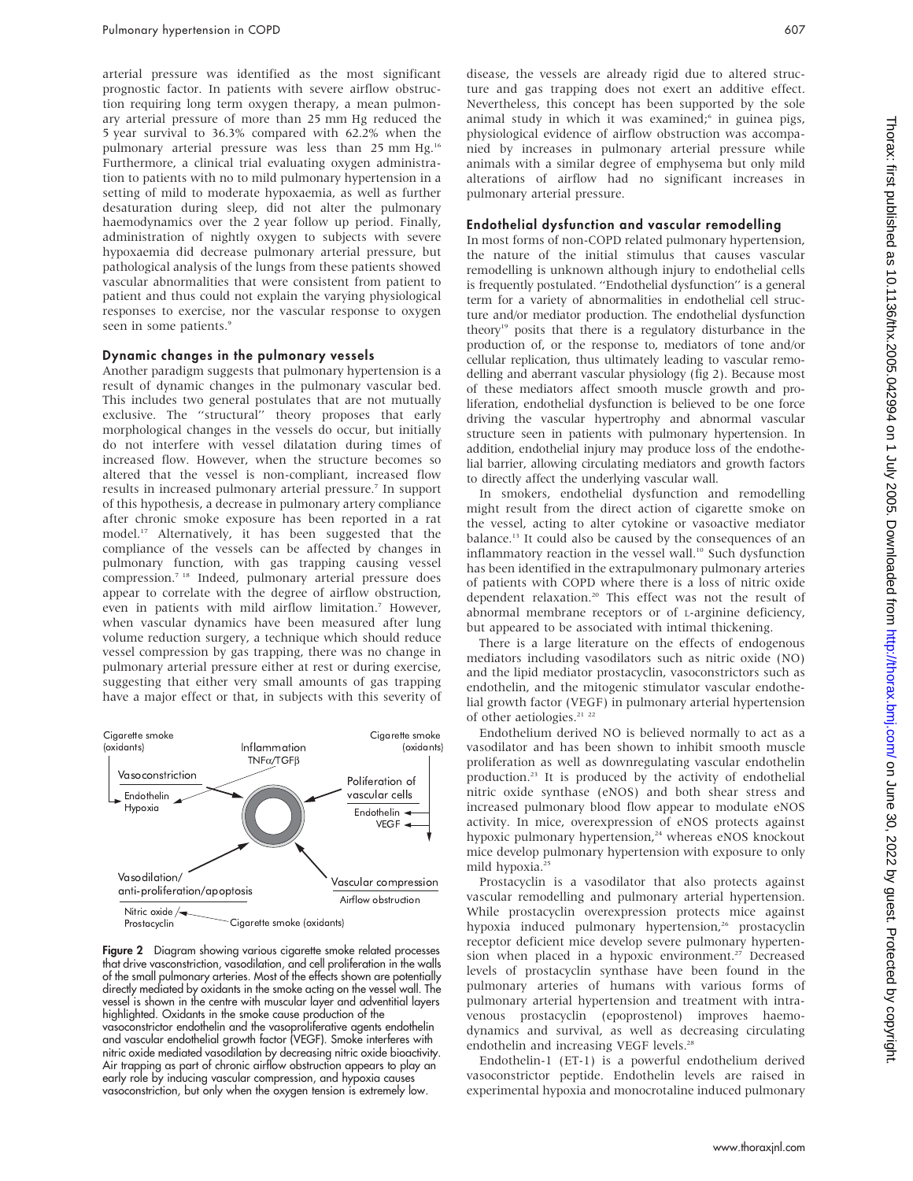arterial pressure was identified as the most significant prognostic factor. In patients with severe airflow obstruction requiring long term oxygen therapy, a mean pulmonary arterial pressure of more than 25 mm Hg reduced the 5 year survival to 36.3% compared with 62.2% when the pulmonary arterial pressure was less than 25 mm Hg.[16] Furthermore, a clinical trial evaluating oxygen administration to patients with no to mild pulmonary hypertension in a setting of mild to moderate hypoxaemia, as well as further desaturation during sleep, did not alter the pulmonary haemodynamics over the 2 year follow up period. Finally, administration of nightly oxygen to subjects with severe hypoxaemia did decrease pulmonary arterial pressure, but pathological analysis of the lungs from these patients showed vascular abnormalities that were consistent from patient to patient and thus could not explain the varying physiological responses to exercise, nor the vascular response to oxygen seen in some patients.[9]

### Dynamic changes in the pulmonary vessels

Another paradigm suggests that pulmonary hypertension is a result of dynamic changes in the pulmonary vascular bed. This includes two general postulates that are not mutually exclusive. The "structural" theory proposes that early morphological changes in the vessels do occur, but initially do not interfere with vessel dilatation during times of increased flow. However, when the structure becomes so altered that the vessel is non-compliant, increased flow results in increased pulmonary arterial pressure.[7] In support of this hypothesis, a decrease in pulmonary artery compliance after chronic smoke exposure has been reported in a rat model.[17] Alternatively, it has been suggested that the compliance of the vessels can be affected by changes in pulmonary function, with gas trapping causing vessel compression.[7,18] Indeed, pulmonary arterial pressure does appear to correlate with the degree of airflow obstruction, even in patients with mild airflow limitation.[7] However, when vascular dynamics have been measured after lung volume reduction surgery, a technique which should reduce vessel compression by gas trapping, there was no change in pulmonary arterial pressure either at rest or during exercise, suggesting that either very small amounts of gas trapping have a major effect or that, in subjects with this severity of disease, the vessels are already rigid due to altered structure and gas trapping does not exert an additive effect. Nevertheless, this concept has been supported by the sole animal study in which it was examined;[6] in guinea pigs, physiological evidence of airflow obstruction was accompanied by increases in pulmonary arterial pressure while animals with a similar degree of emphysema but only mild alterations of airflow had no significant increases in pulmonary arterial pressure.

Cigarette smoke (oxidants)
Inflammation
TNFα/TGFβ
Cigarette smoke (oxidants)
Vasoconstriction
Endothelin
Hypoxia
Poliferation of vascular cells
Endothelin
VEGF
Vasodilation/ anti-proliferation/apoptosis
Nitric oxide
Prostacyclin
Cigarette smoke (oxidants)
Vascular compression
Airflow obstruction

**Figure 2** Diagram showing various cigarette smoke related processes that drive vasconstriction, vasodilation, and cell proliferation in the walls of the small pulmonary arteries. Most of the effects shown are potentially directly mediated by oxidants in the smoke acting on the vessel wall. The vessel is shown in the centre with muscular layer and adventitial layers highlighted. Oxidants in the smoke cause production of the vasoconstrictor endothelin and the vasoproliferative agents endothelin and vascular endothelial growth factor (VEGF). Smoke interferes with nitric oxide mediated vasodilation by decreasing nitric oxide bioactivity. Air trapping as part of chronic airflow obstruction appears to play an early role by inducing vascular compression, and hypoxia causes vasoconstriction, but only when the oxygen tension is extremely low.

### Endothelial dysfunction and vascular remodelling

In most forms of non-COPD related pulmonary hypertension, the nature of the initial stimulus that causes vascular remodelling is unknown although injury to endothelial cells is frequently postulated. "Endothelial dysfunction" is a general term for a variety of abnormalities in endothelial cell structure and/or mediator production. The endothelial dysfunction theory[19] posits that there is a regulatory disturbance in the production of, or the response to, mediators of tone and/or cellular replication, thus ultimately leading to vascular remodelling and aberrant vascular physiology (fig 2). Because most of these mediators affect smooth muscle growth and proliferation, endothelial dysfunction is believed to be one force driving the vascular hypertrophy and abnormal vascular structure seen in patients with pulmonary hypertension. In addition, endothelial injury may produce loss of the endothelial barrier, allowing circulating mediators and growth factors to directly affect the underlying vascular wall.

In smokers, endothelial dysfunction and remodelling might result from the direct action of cigarette smoke on the vessel, acting to alter cytokine or vasoactive mediator balance.[13] It could also be caused by the consequences of an inflammatory reaction in the vessel wall.[10] Such dysfunction has been identified in the extrapulmonary pulmonary arteries of patients with COPD where there is a loss of nitric oxide dependent relaxation.[20] This effect was not the result of abnormal membrane receptors or of L-arginine deficiency, but appeared to be associated with intimal thickening.

There is a large literature on the effects of endogenous mediators including vasodilators such as nitric oxide (NO) and the lipid mediator prostacyclin, vasoconstrictors such as endothelin, and the mitogenic stimulator vascular endothelial growth factor (VEGF) in pulmonary arterial hypertension of other aetiologies.[21,22]

Endothelium derived NO is believed normally to act as a vasodilator and has been shown to inhibit smooth muscle proliferation as well as downregulating vascular endothelin production.[23] It is produced by the activity of endothelial nitric oxide synthase (eNOS) and both shear stress and increased pulmonary blood flow appear to modulate eNOS activity. In mice, overexpression of eNOS protects against hypoxic pulmonary hypertension,[24] whereas eNOS knockout mice develop pulmonary hypertension with exposure to only mild hypoxia.[25]

Prostacyclin is a vasodilator that also protects against vascular remodelling and pulmonary arterial hypertension. While prostacyclin overexpression protects mice against hypoxia induced pulmonary hypertension,[26] prostacyclin receptor deficient mice develop severe pulmonary hypertension when placed in a hypoxic environment.[27] Decreased levels of prostacyclin synthase have been found in the pulmonary arteries of humans with various forms of pulmonary arterial hypertension and treatment with intravenous prostacyclin (epoprostenol) improves haemodynamics and survival, as well as decreasing circulating endothelin and increasing VEGF levels.[28]

Endothelin-1 (ET-1) is a powerful endothelium derived vasoconstrictor peptide. Endothelin levels are raised in experimental hypoxia and monocrotaline induced pulmonary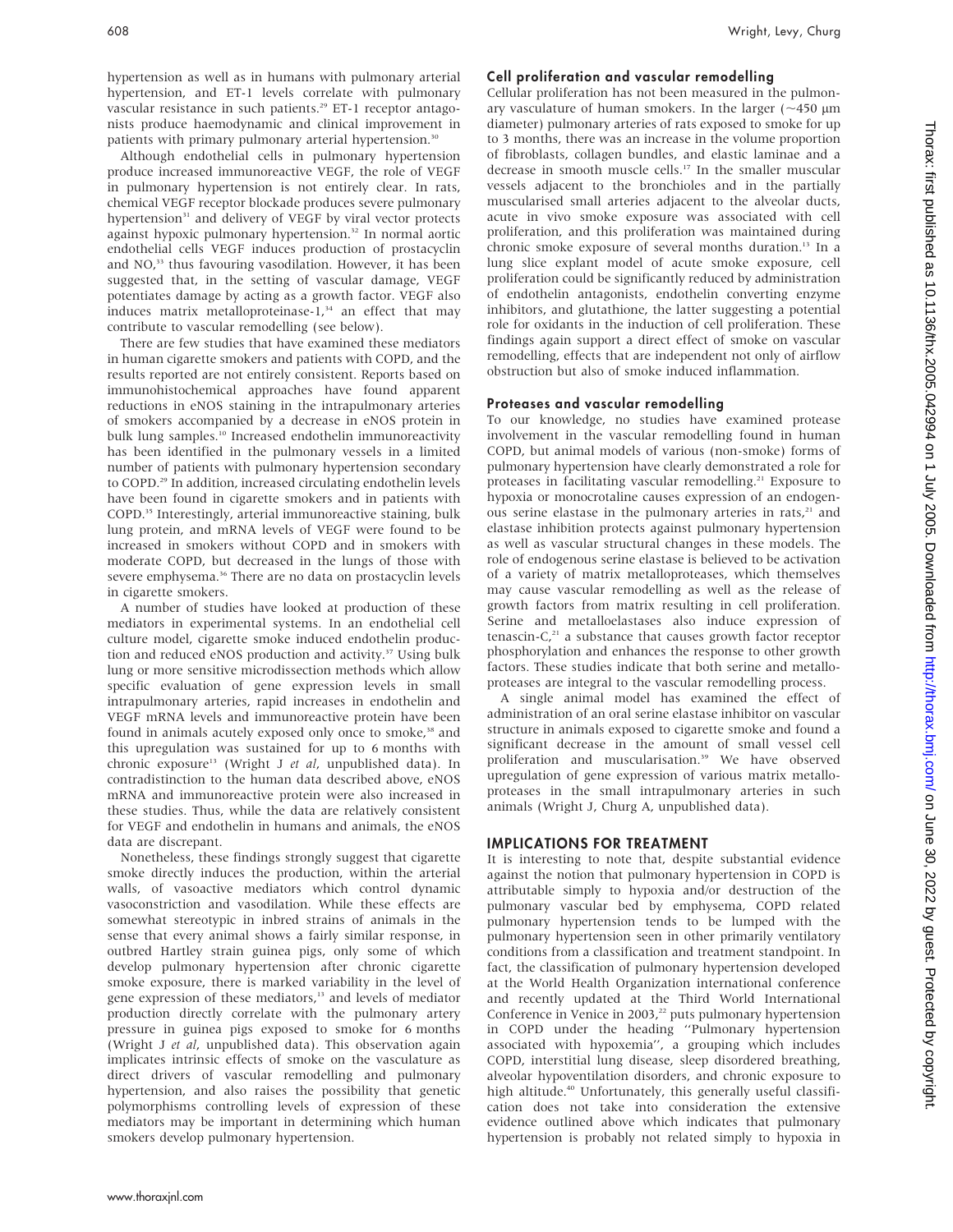hypertension as well as in humans with pulmonary arterial hypertension, and ET-1 levels correlate with pulmonary vascular resistance in such patients.[29] ET-1 receptor antagonists produce haemodynamic and clinical improvement in patients with primary pulmonary arterial hypertension.[30]

Although endothelial cells in pulmonary hypertension produce increased immunoreactive VEGF, the role of VEGF in pulmonary hypertension is not entirely clear. In rats, chemical VEGF receptor blockade produces severe pulmonary hypertension[31] and delivery of VEGF by viral vector protects against hypoxic pulmonary hypertension.[32] In normal aortic endothelial cells VEGF induces production of prostacyclin and NO,[33] thus favouring vasodilation. However, it has been suggested that, in the setting of vascular damage, VEGF potentiates damage by acting as a growth factor. VEGF also induces matrix metalloproteinase-1,[34] an effect that may contribute to vascular remodelling (see below).

There are few studies that have examined these mediators in human cigarette smokers and patients with COPD, and the results reported are not entirely consistent. Reports based on immunohistochemical approaches have found apparent reductions in eNOS staining in the intrapulmonary arteries of smokers accompanied by a decrease in eNOS protein in bulk lung samples.[10] Increased endothelin immunoreactivity has been identified in the pulmonary vessels in a limited number of patients with pulmonary hypertension secondary to COPD.[29] In addition, increased circulating endothelin levels have been found in cigarette smokers and in patients with COPD.[35] Interestingly, arterial immunoreactive staining, bulk lung protein, and mRNA levels of VEGF were found to be increased in smokers without COPD and in smokers with moderate COPD, but decreased in the lungs of those with severe emphysema.[36] There are no data on prostacyclin levels in cigarette smokers.

A number of studies have looked at production of these mediators in experimental systems. In an endothelial cell culture model, cigarette smoke induced endothelin production and reduced eNOS production and activity.[37] Using bulk lung or more sensitive microdissection methods which allow specific evaluation of gene expression levels in small intrapulmonary arteries, rapid increases in endothelin and VEGF mRNA levels and immunoreactive protein have been found in animals acutely exposed only once to smoke,[38] and this upregulation was sustained for up to 6 months with chronic exposure[13] (Wright J *et al*, unpublished data). In contradistinction to the human data described above, eNOS mRNA and immunoreactive protein were also increased in these studies. Thus, while the data are relatively consistent for VEGF and endothelin in humans and animals, the eNOS data are discrepant.

Nonetheless, these findings strongly suggest that cigarette smoke directly induces the production, within the arterial walls, of vasoactive mediators which control dynamic vasoconstriction and vasodilation. While these effects are somewhat stereotypic in inbred strains of animals in the sense that every animal shows a fairly similar response, in outbred Hartley strain guinea pigs, only some of which develop pulmonary hypertension after chronic cigarette smoke exposure, there is marked variability in the level of gene expression of these mediators,[13] and levels of mediator production directly correlate with the pulmonary artery pressure in guinea pigs exposed to smoke for 6 months (Wright J *et al*, unpublished data). This observation again implicates intrinsic effects of smoke on the vasculature as direct drivers of vascular remodelling and pulmonary hypertension, and also raises the possibility that genetic polymorphisms controlling levels of expression of these mediators may be important in determining which human smokers develop pulmonary hypertension.

### Cell proliferation and vascular remodelling

Cellular proliferation has not been measured in the pulmonary vasculature of human smokers. In the larger (~450 μm diameter) pulmonary arteries of rats exposed to smoke for up to 3 months, there was an increase in the volume proportion of fibroblasts, collagen bundles, and elastic laminae and a decrease in smooth muscle cells.[17] In the smaller muscular vessels adjacent to the bronchioles and in the partially muscularised small arteries adjacent to the alveolar ducts, acute in vivo smoke exposure was associated with cell proliferation, and this proliferation was maintained during chronic smoke exposure of several months duration.[13] In a lung slice explant model of acute smoke exposure, cell proliferation could be significantly reduced by administration of endothelin antagonists, endothelin converting enzyme inhibitors, and glutathione, the latter suggesting a potential role for oxidants in the induction of cell proliferation. These findings again support a direct effect of smoke on vascular remodelling, effects that are independent not only of airflow obstruction but also of smoke induced inflammation.

### Proteases and vascular remodelling

To our knowledge, no studies have examined protease involvement in the vascular remodelling found in human COPD, but animal models of various (non-smoke) forms of pulmonary hypertension have clearly demonstrated a role for proteases in facilitating vascular remodelling.[21] Exposure to hypoxia or monocrotaline causes expression of an endogenous serine elastase in the pulmonary arteries in rats,[21] and elastase inhibition protects against pulmonary hypertension as well as vascular structural changes in these models. The role of endogenous serine elastase is believed to be activation of a variety of matrix metalloproteases, which themselves may cause vascular remodelling as well as the release of growth factors from matrix resulting in cell proliferation. Serine and metalloelastases also induce expression of tenascin-C,[21] a substance that causes growth factor receptor phosphorylation and enhances the response to other growth factors. These studies indicate that both serine and metalloproteases are integral to the vascular remodelling process.

A single animal model has examined the effect of administration of an oral serine elastase inhibitor on vascular structure in animals exposed to cigarette smoke and found a significant decrease in the amount of small vessel cell proliferation and muscularisation.[39] We have observed upregulation of gene expression of various matrix metalloproteases in the small intrapulmonary arteries in such animals (Wright J, Churg A, unpublished data).

## IMPLICATIONS FOR TREATMENT

It is interesting to note that, despite substantial evidence against the notion that pulmonary hypertension in COPD is attributable simply to hypoxia and/or destruction of the pulmonary vascular bed by emphysema, COPD related pulmonary hypertension tends to be lumped with the pulmonary hypertension seen in other primarily ventilatory conditions from a classification and treatment standpoint. In fact, the classification of pulmonary hypertension developed at the World Health Organization international conference and recently updated at the Third World International Conference in Venice in 2003,[22] puts pulmonary hypertension in COPD under the heading "Pulmonary hypertension associated with hypoxemia", a grouping which includes COPD, interstitial lung disease, sleep disordered breathing, alveolar hypoventilation disorders, and chronic exposure to high altitude.[40] Unfortunately, this generally useful classification does not take into consideration the extensive evidence outlined above which indicates that pulmonary hypertension is probably not related simply to hypoxia in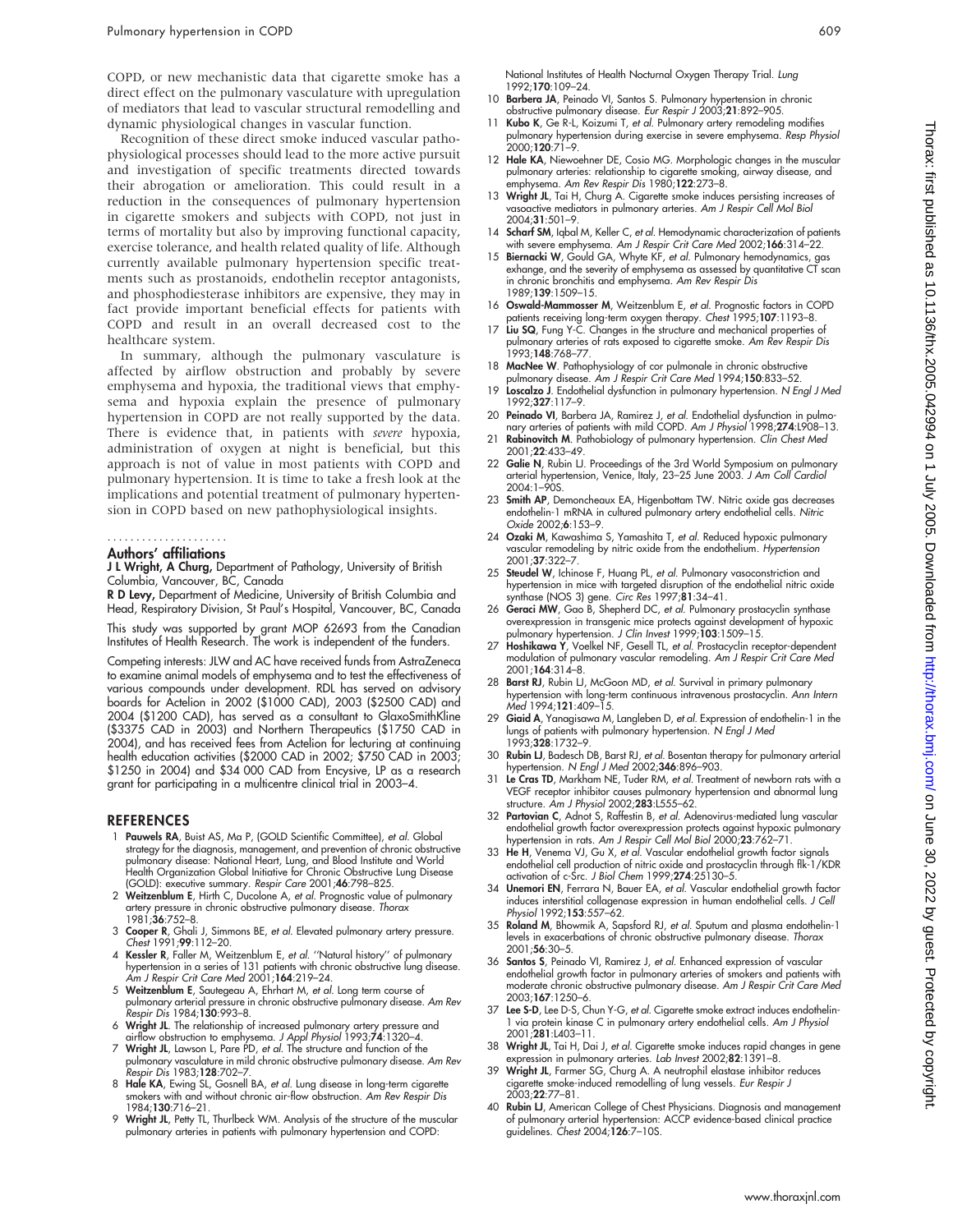COPD, or new mechanistic data that cigarette smoke has a direct effect on the pulmonary vasculature with upregulation of mediators that lead to vascular structural remodelling and dynamic physiological changes in vascular function.

Recognition of these direct smoke induced vascular pathophysiological processes should lead to the more active pursuit and investigation of specific treatments directed towards their abrogation or amelioration. This could result in a reduction in the consequences of pulmonary hypertension in cigarette smokers and subjects with COPD, not just in terms of mortality but also by improving functional capacity, exercise tolerance, and health related quality of life. Although currently available pulmonary hypertension specific treatments such as prostanoids, endothelin receptor antagonists, and phosphodiesterase inhibitors are expensive, they may in fact provide important beneficial effects for patients with COPD and result in an overall decreased cost to the healthcare system.

In summary, although the pulmonary vasculature is affected by airflow obstruction and probably by severe emphysema and hypoxia, the traditional views that emphysema and hypoxia explain the presence of pulmonary hypertension in COPD are not really supported by the data. There is evidence that, in patients with *severe* hypoxia, administration of oxygen at night is beneficial, but this approach is not of value in most patients with COPD and pulmonary hypertension. It is time to take a fresh look at the implications and potential treatment of pulmonary hypertension in COPD based on new pathophysiological insights.

## Authors' affiliations

**J L Wright, A Churg,** Department of Pathology, University of British Columbia, Vancouver, BC, Canada

**R D Levy,** Department of Medicine, University of British Columbia and Head, Respiratory Division, St Paul's Hospital, Vancouver, BC, Canada

This study was supported by grant MOP 62693 from the Canadian Institutes of Health Research. The work is independent of the funders.

Competing interests: JLW and AC have received funds from AstraZeneca to examine animal models of emphysema and to test the effectiveness of various compounds under development. RDL has served on advisory boards for Actelion in 2002 ($1000 CAD), 2003 ($2500 CAD) and 2004 ($1200 CAD), has served as a consultant to GlaxoSmithKline ($3375 CAD in 2003) and Northern Therapeutics ($1750 CAD in 2004), and has received fees from Actelion for lecturing at continuing health education activities ($2000 CAD in 2002; $750 CAD in 2003; $1250 in 2004) and $34 000 CAD from Encysive, LP as a research grant for participating in a multicentre clinical trial in 2003–4.

## REFERENCES

1. **Pauwels RA**, Buist AS, Ma P, (GOLD Scientific Committee), *et al.* Global strategy for the diagnosis, management, and prevention of chronic obstructive pulmonary disease: National Heart, Lung, and Blood Institute and World Health Organization Global Initiative for Chronic Obstructive Lung Disease (GOLD): executive summary. *Respir Care* 2001;**46**:798–825.
2. **Weitzenblum E**, Hirth C, Ducolone A, *et al.* Prognostic value of pulmonary artery pressure in chronic obstructive pulmonary disease. *Thorax* 1981;**36**:752–8.
3. **Cooper R**, Ghali J, Simmons BE, *et al.* Elevated pulmonary artery pressure. *Chest* 1991;**99**:112–20.
4. **Kessler R**, Faller M, Weitzenblum E, *et al.* "Natural history" of pulmonary hypertension in a series of 131 patients with chronic obstructive lung disease. *Am J Respir Crit Care Med* 2001;**164**:219–24.
5. **Weitzenblum E**, Sautegeau A, Ehrhart M, *et al.* Long term course of pulmonary arterial pressure in chronic obstructive pulmonary disease. *Am Rev Respir Dis* 1984;**130**:993–8.
6. **Wright JL**. The relationship of increased pulmonary artery pressure and airflow obstruction to emphysema. *J Appl Physiol* 1993;**74**:1320–4.
7. **Wright JL**, Lawson L, Pare PD, *et al.* The structure and function of the pulmonary vasculature in mild chronic obstructive pulmonary disease. *Am Rev Respir Dis* 1983;**128**:702–7.
8. **Hale KA**, Ewing SL, Gosnell BA, *et al.* Lung disease in long-term cigarette smokers with and without chronic air-flow obstruction. *Am Rev Respir Dis* 1984;**130**:716–21.
9. **Wright JL**, Petty TL, Thurlbeck WM. Analysis of the structure of the muscular pulmonary arteries in patients with pulmonary hypertension and COPD: National Institutes of Health Nocturnal Oxygen Therapy Trial. *Lung* 1992;**170**:109–24.
10. **Barbera JA**, Peinado VI, Santos S. Pulmonary hypertension in chronic obstructive pulmonary disease. *Eur Respir J* 2003;**21**:892–905.
11. **Kubo K**, Ge R-L, Koizumi T, *et al.* Pulmonary artery remodeling modifies pulmonary hypertension during exercise in severe emphysema. *Resp Physiol* 2000;**120**:71–9.
12. **Hale KA**, Niewoehner DE, Cosio MG. Morphologic changes in the muscular pulmonary arteries: relationship to cigarette smoking, airway disease, and emphysema. *Am Rev Respir Dis* 1980;**122**:273–8.
13. **Wright JL**, Tai H, Churg A. Cigarette smoke induces persisting increases of vasoactive mediators in pulmonary arteries. *Am J Respir Cell Mol Biol* 2004;**31**:501–9.
14. **Scharf SM**, Iqbal M, Keller C, *et al.* Hemodynamic characterization of patients with severe emphysema. *Am J Respir Crit Care Med* 2002;**166**:314–22.
15. **Biernacki W**, Gould GA, Whyte KF, *et al.* Pulmonary hemodynamics, gas exhange, and the severity of emphysema as assessed by quantitative CT scan in chronic bronchitis and emphysema. *Am Rev Respir Dis* 1989;**139**:1509–15.
16. **Oswald-Mammosser M**, Weitzenblum E, *et al.* Prognostic factors in COPD patients receiving long-term oxygen therapy. *Chest* 1995;**107**:1193–8.
17. **Liu SQ**, Fung Y-C. Changes in the structure and mechanical properties of pulmonary arteries of rats exposed to cigarette smoke. *Am Rev Respir Dis* 1993;**148**:768–77.
18. **MacNee W**. Pathophysiology of cor pulmonale in chronic obstructive pulmonary disease. *Am J Respir Crit Care Med* 1994;**150**:833–52.
19. **Loscalzo J**. Endothelial dysfunction in pulmonary hypertension. *N Engl J Med* 1992;**327**:117–9.
20. **Peinado VI**, Barbera JA, Ramirez J, *et al.* Endothelial dysfunction in pulmonary arteries of patients with mild COPD. *Am J Physiol* 1998;**274**:L908–13.
21. **Rabinovitch M**. Pathobiology of pulmonary hypertension. *Clin Chest Med* 2001;**22**:433–49.
22. **Galie N**, Rubin LJ. Proceedings of the 3rd World Symposium on pulmonary arterial hypertension, Venice, Italy, 23–25 June 2003. *J Am Coll Cardiol* 2004:1–90S.
23. **Smith AP**, Demoncheaux EA, Higenbottam TW. Nitric oxide gas decreases endothelin-1 mRNA in cultured pulmonary artery endothelial cells. *Nitric Oxide* 2002;**6**:153–9.
24. **Ozaki M**, Kawashima S, Yamashita T, *et al.* Reduced hypoxic pulmonary vascular remodeling by nitric oxide from the endothelium. *Hypertension* 2001;**37**:322–7.
25. **Steudel W**, Ichinose F, Huang PL, *et al.* Pulmonary vasoconstriction and hypertension in mice with targeted disruption of the endothelial nitric oxide synthase (NOS 3) gene. *Circ Res* 1997;**81**:34–41.
26. **Geraci MW**, Gao B, Shepherd DC, *et al.* Pulmonary prostacyclin synthase overexpression in transgenic mice protects against development of hypoxic pulmonary hypertension. *J Clin Invest* 1999;**103**:1509–15.
27. **Hoshikawa Y**, Voelkel NF, Gesell TL, *et al.* Prostacyclin receptor-dependent modulation of pulmonary vascular remodeling. *Am J Respir Crit Care Med* 2001;**164**:314–8.
28. **Barst RJ**, Rubin LJ, McGoon MD, *et al.* Survival in primary pulmonary hypertension with long-term continuous intravenous prostacyclin. *Ann Intern Med* 1994;**121**:409–15.
29. **Giaid A**, Yanagisawa M, Langleben D, *et al.* Expression of endothelin-1 in the lungs of patients with pulmonary hypertension. *N Engl J Med* 1993;**328**:1732–9.
30. **Rubin LJ**, Badesch DB, Barst RJ, *et al.* Bosentan therapy for pulmonary arterial hypertension. *N Engl J Med* 2002;**346**:896–903.
31. **Le Cras TD**, Markham NE, Tuder RM, *et al.* Treatment of newborn rats with a VEGF receptor inhibitor causes pulmonary hypertension and abnormal lung structure. *Am J Physiol* 2002;**283**:L555–62.
32. **Partovian C**, Adnot S, Raffestin B, *et al.* Adenovirus-mediated lung vascular endothelial growth factor overexpression protects against hypoxic pulmonary hypertension in rats. *Am J Respir Cell Mol Biol* 2000;**23**:762–71.
33. **He H**, Venema VJ, Gu X, *et al.* Vascular endothelial growth factor signals endothelial cell production of nitric oxide and prostacyclin through flk-1/KDR activation of c-Src. *J Biol Chem* 1999;**274**:25130–5.
34. **Unemori EN**, Ferrara N, Bauer EA, *et al.* Vascular endothelial growth factor induces interstitial collagenase expression in human endothelial cells. *J Cell Physiol* 1992;**153**:557–62.
35. **Roland M**, Bhowmik A, Sapsford RJ, *et al.* Sputum and plasma endothelin-1 levels in exacerbations of chronic obstructive pulmonary disease. *Thorax* 2001;**56**:30–5.
36. **Santos S**, Peinado VI, Ramirez J, *et al.* Enhanced expression of vascular endothelial growth factor in pulmonary arteries of smokers and patients with moderate chronic obstructive pulmonary disease. *Am J Respir Crit Care Med* 2003;**167**:1250–6.
37. **Lee S-D**, Lee D-S, Chun Y-G, *et al.* Cigarette smoke extract induces endothelin-1 via protein kinase C in pulmonary artery endothelial cells. *Am J Physiol* 2001;**281**:L403–11.
38. **Wright JL**, Tai H, Dai J, *et al.* Cigarette smoke induces rapid changes in gene expression in pulmonary arteries. *Lab Invest* 2002;**82**:1391–8.
39. **Wright JL**, Farmer SG, Churg A. A neutrophil elastase inhibitor reduces cigarette smoke-induced remodelling of lung vessels. *Eur Respir J* 2003;**22**:77–81.
40. **Rubin LJ**, American College of Chest Physicians. Diagnosis and management of pulmonary arterial hypertension: ACCP evidence-based clinical practice guidelines. *Chest* 2004;**126**:7–10S.